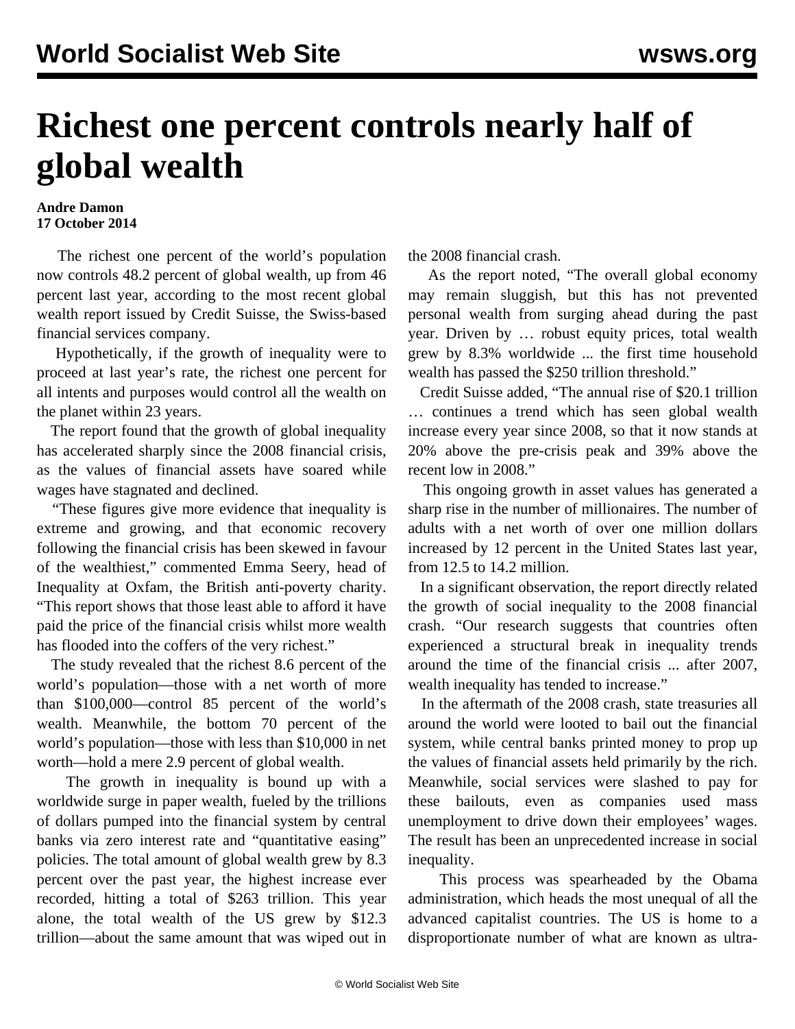# Richest one percent controls nearly half of global wealth

**Andre Damon**
**17 October 2014**

The richest one percent of the world's population now controls 48.2 percent of global wealth, up from 46 percent last year, according to the most recent global wealth report issued by Credit Suisse, the Swiss-based financial services company.

Hypothetically, if the growth of inequality were to proceed at last year's rate, the richest one percent for all intents and purposes would control all the wealth on the planet within 23 years.

The report found that the growth of global inequality has accelerated sharply since the 2008 financial crisis, as the values of financial assets have soared while wages have stagnated and declined.

"These figures give more evidence that inequality is extreme and growing, and that economic recovery following the financial crisis has been skewed in favour of the wealthiest," commented Emma Seery, head of Inequality at Oxfam, the British anti-poverty charity. "This report shows that those least able to afford it have paid the price of the financial crisis whilst more wealth has flooded into the coffers of the very richest."

The study revealed that the richest 8.6 percent of the world's population—those with a net worth of more than $100,000—control 85 percent of the world's wealth. Meanwhile, the bottom 70 percent of the world's population—those with less than $10,000 in net worth—hold a mere 2.9 percent of global wealth.

The growth in inequality is bound up with a worldwide surge in paper wealth, fueled by the trillions of dollars pumped into the financial system by central banks via zero interest rate and "quantitative easing" policies. The total amount of global wealth grew by 8.3 percent over the past year, the highest increase ever recorded, hitting a total of $263 trillion. This year alone, the total wealth of the US grew by $12.3 trillion—about the same amount that was wiped out in the 2008 financial crash.

As the report noted, "The overall global economy may remain sluggish, but this has not prevented personal wealth from surging ahead during the past year. Driven by … robust equity prices, total wealth grew by 8.3% worldwide ... the first time household wealth has passed the $250 trillion threshold."

Credit Suisse added, "The annual rise of $20.1 trillion … continues a trend which has seen global wealth increase every year since 2008, so that it now stands at 20% above the pre-crisis peak and 39% above the recent low in 2008."

This ongoing growth in asset values has generated a sharp rise in the number of millionaires. The number of adults with a net worth of over one million dollars increased by 12 percent in the United States last year, from 12.5 to 14.2 million.

In a significant observation, the report directly related the growth of social inequality to the 2008 financial crash. "Our research suggests that countries often experienced a structural break in inequality trends around the time of the financial crisis ... after 2007, wealth inequality has tended to increase."

In the aftermath of the 2008 crash, state treasuries all around the world were looted to bail out the financial system, while central banks printed money to prop up the values of financial assets held primarily by the rich. Meanwhile, social services were slashed to pay for these bailouts, even as companies used mass unemployment to drive down their employees' wages. The result has been an unprecedented increase in social inequality.

This process was spearheaded by the Obama administration, which heads the most unequal of all the advanced capitalist countries. The US is home to a disproportionate number of what are known as ultra-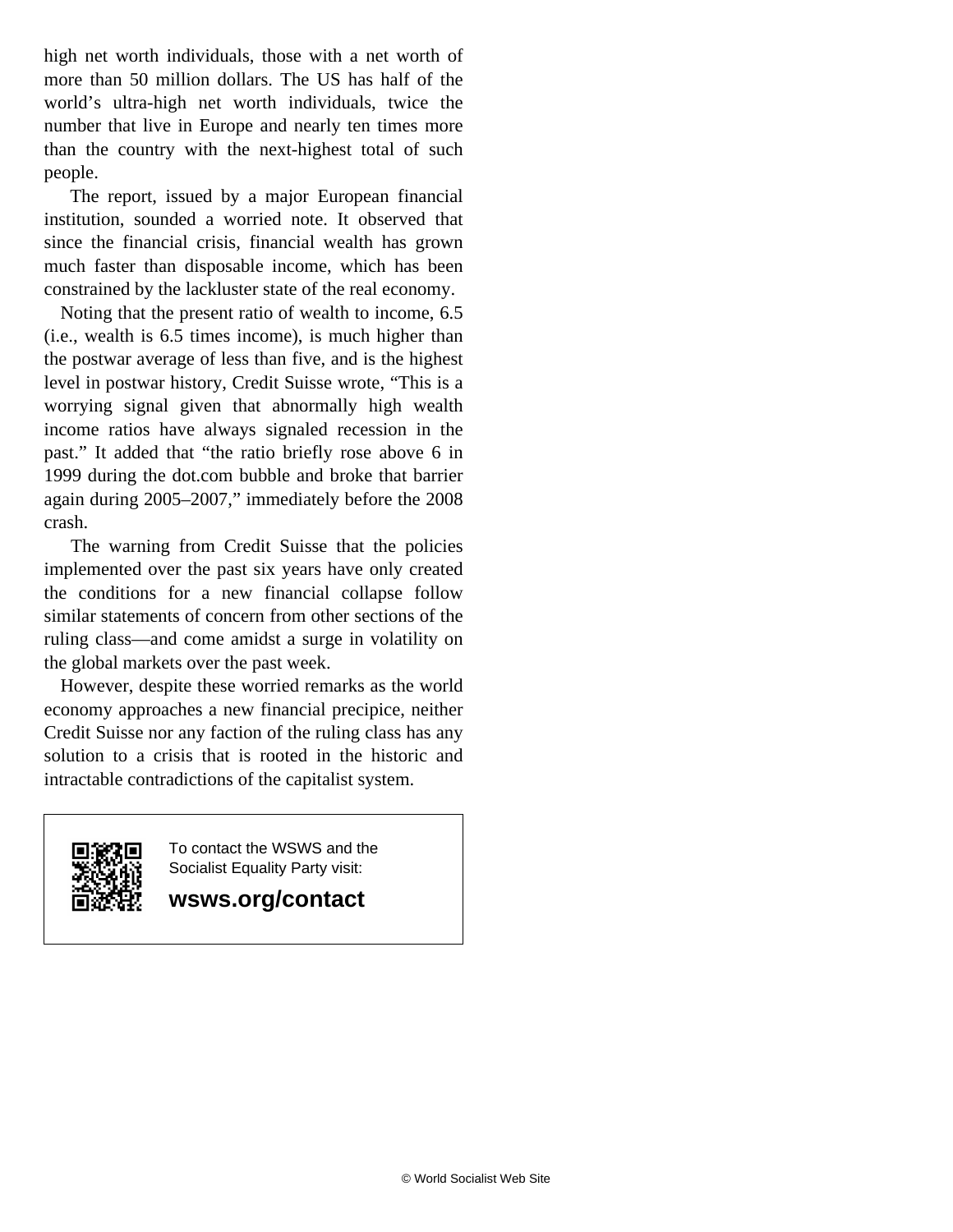high net worth individuals, those with a net worth of more than 50 million dollars. The US has half of the world's ultra-high net worth individuals, twice the number that live in Europe and nearly ten times more than the country with the next-highest total of such people.

The report, issued by a major European financial institution, sounded a worried note. It observed that since the financial crisis, financial wealth has grown much faster than disposable income, which has been constrained by the lackluster state of the real economy.

Noting that the present ratio of wealth to income, 6.5 (i.e., wealth is 6.5 times income), is much higher than the postwar average of less than five, and is the highest level in postwar history, Credit Suisse wrote, "This is a worrying signal given that abnormally high wealth income ratios have always signaled recession in the past." It added that "the ratio briefly rose above 6 in 1999 during the dot.com bubble and broke that barrier again during 2005–2007," immediately before the 2008 crash.

The warning from Credit Suisse that the policies implemented over the past six years have only created the conditions for a new financial collapse follow similar statements of concern from other sections of the ruling class—and come amidst a surge in volatility on the global markets over the past week.

However, despite these worried remarks as the world economy approaches a new financial precipice, neither Credit Suisse nor any faction of the ruling class has any solution to a crisis that is rooted in the historic and intractable contradictions of the capitalist system.

To contact the WSWS and the Socialist Equality Party visit:

**wsws.org/contact**